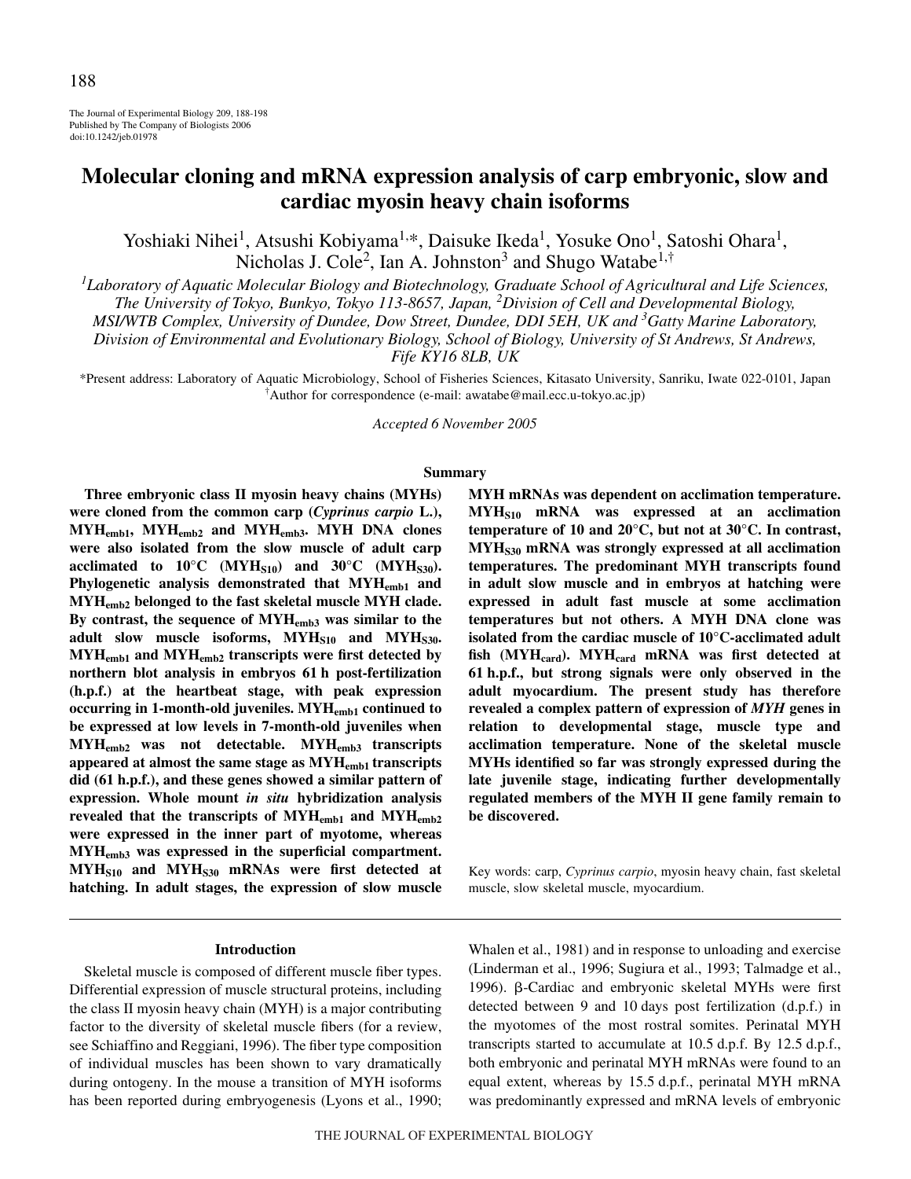# Molecular cloning and mRNA expression analysis of carp embryonic, slow and cardiac myosin heavy chain isoforms

Yoshiaki Nihei[1], Atsushi Kobiyama[1,*], Daisuke Ikeda[1], Yosuke Ono[1], Satoshi Ohara[1], Nicholas J. Cole[2], Ian A. Johnston[3] and Shugo Watabe[1,†]

[1]Laboratory of Aquatic Molecular Biology and Biotechnology, Graduate School of Agricultural and Life Sciences, The University of Tokyo, Bunkyo, Tokyo 113-8657, Japan, [2]Division of Cell and Developmental Biology, MSI/WTB Complex, University of Dundee, Dow Street, Dundee, DDI 5EH, UK and [3]Gatty Marine Laboratory, Division of Environmental and Evolutionary Biology, School of Biology, University of St Andrews, St Andrews, Fife KY16 8LB, UK

*Present address: Laboratory of Aquatic Microbiology, School of Fisheries Sciences, Kitasato University, Sanriku, Iwate 022-0101, Japan

†Author for correspondence (e-mail: awatabe@mail.ecc.u-tokyo.ac.jp)

*Accepted 6 November 2005*

## Summary

**Three embryonic class II myosin heavy chains (MYHs) were cloned from the common carp (*Cyprinus carpio* L.), $MYH_{emb1}$, $MYH_{emb2}$ and $MYH_{emb3}$. MYH DNA clones were also isolated from the slow muscle of adult carp acclimated to 10°C ($MYH_{S10}$) and 30°C ($MYH_{S30}$). Phylogenetic analysis demonstrated that $MYH_{emb1}$ and $MYH_{emb2}$ belonged to the fast skeletal muscle MYH clade. By contrast, the sequence of $MYH_{emb3}$ was similar to the adult slow muscle isoforms, $MYH_{S10}$ and $MYH_{S30}$. $MYH_{emb1}$ and $MYH_{emb2}$ transcripts were first detected by northern blot analysis in embryos 61 h post-fertilization (h.p.f.) at the heartbeat stage, with peak expression occurring in 1-month-old juveniles. $MYH_{emb1}$ continued to be expressed at low levels in 7-month-old juveniles when $MYH_{emb2}$ was not detectable. $MYH_{emb3}$ transcripts appeared at almost the same stage as $MYH_{emb1}$ transcripts did (61 h.p.f.), and these genes showed a similar pattern of expression. Whole mount *in situ* hybridization analysis revealed that the transcripts of $MYH_{emb1}$ and $MYH_{emb2}$ were expressed in the inner part of myotome, whereas $MYH_{emb3}$ was expressed in the superficial compartment. $MYH_{S10}$ and $MYH_{S30}$ mRNAs were first detected at hatching. In adult stages, the expression of slow muscle MYH mRNAs was dependent on acclimation temperature. $MYH_{S10}$ mRNA was expressed at an acclimation temperature of 10 and 20°C, but not at 30°C. In contrast, $MYH_{S30}$ mRNA was strongly expressed at all acclimation temperatures. The predominant MYH transcripts found in adult slow muscle and in embryos at hatching were expressed in adult fast muscle at some acclimation temperatures but not others. A MYH DNA clone was isolated from the cardiac muscle of 10°C-acclimated adult fish ($MYH_{card}$). $MYH_{card}$ mRNA was first detected at 61 h.p.f., but strong signals were only observed in the adult myocardium. The present study has therefore revealed a complex pattern of expression of *MYH* genes in relation to developmental stage, muscle type and acclimation temperature. None of the skeletal muscle MYHs identified so far was strongly expressed during the late juvenile stage, indicating further developmentally regulated members of the MYH II gene family remain to be discovered.**

Key words: carp, *Cyprinus carpio*, myosin heavy chain, fast skeletal muscle, slow skeletal muscle, myocardium.

## Introduction

Skeletal muscle is composed of different muscle fiber types. Differential expression of muscle structural proteins, including the class II myosin heavy chain (MYH) is a major contributing factor to the diversity of skeletal muscle fibers (for a review, see Schiaffino and Reggiani, 1996). The fiber type composition of individual muscles has been shown to vary dramatically during ontogeny. In the mouse a transition of MYH isoforms has been reported during embryogenesis (Lyons et al., 1990; Whalen et al., 1981) and in response to unloading and exercise (Linderman et al., 1996; Sugiura et al., 1993; Talmadge et al., 1996). β-Cardiac and embryonic skeletal MYHs were first detected between 9 and 10 days post fertilization (d.p.f.) in the myotomes of the most rostral somites. Perinatal MYH transcripts started to accumulate at 10.5 d.p.f. By 12.5 d.p.f., both embryonic and perinatal MYH mRNAs were found to an equal extent, whereas by 15.5 d.p.f., perinatal MYH mRNA was predominantly expressed and mRNA levels of embryonic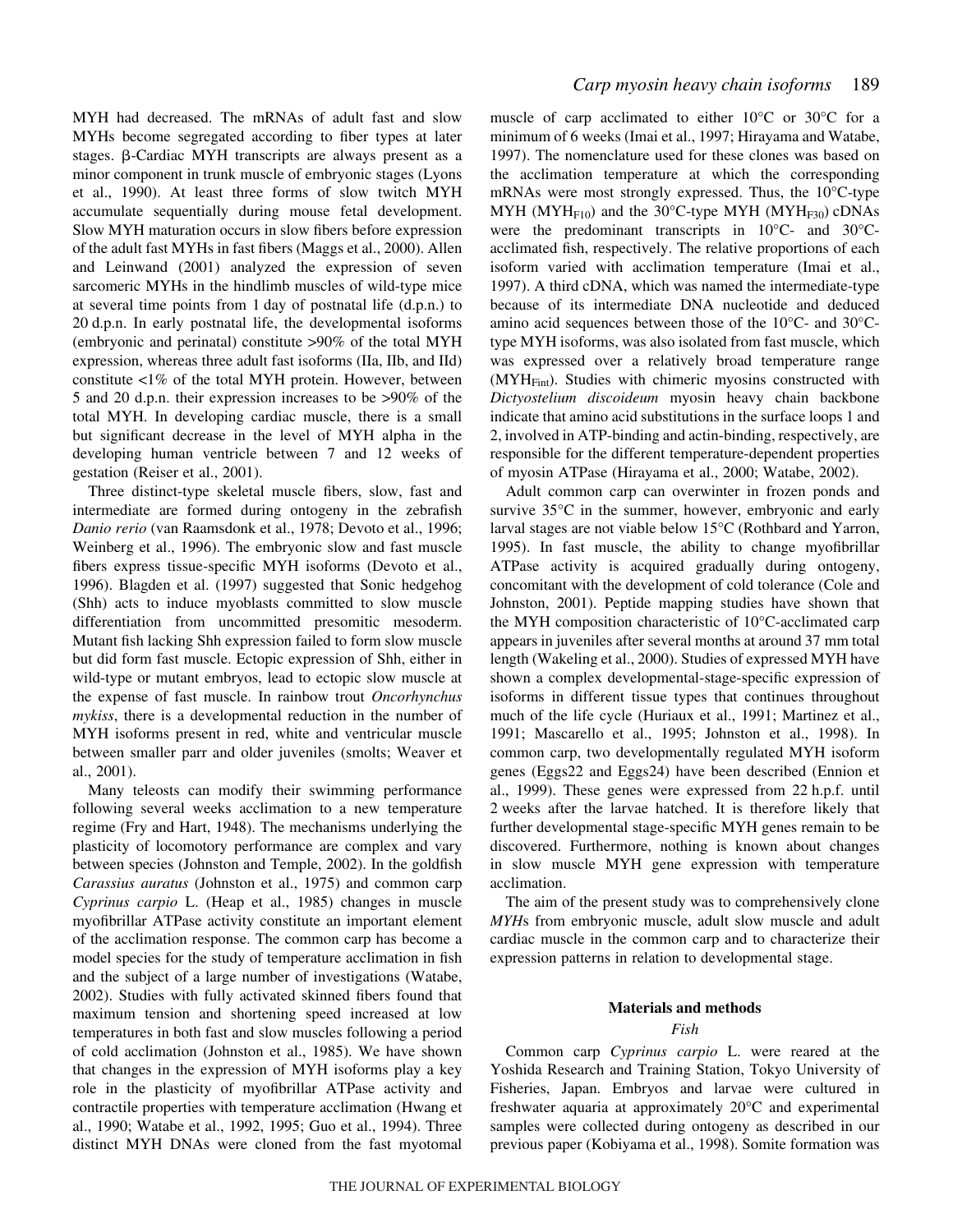MYH had decreased. The mRNAs of adult fast and slow MYHs become segregated according to fiber types at later stages. β-Cardiac MYH transcripts are always present as a minor component in trunk muscle of embryonic stages (Lyons et al., 1990). At least three forms of slow twitch MYH accumulate sequentially during mouse fetal development. Slow MYH maturation occurs in slow fibers before expression of the adult fast MYHs in fast fibers (Maggs et al., 2000). Allen and Leinwand (2001) analyzed the expression of seven sarcomeric MYHs in the hindlimb muscles of wild-type mice at several time points from 1 day of postnatal life (d.p.n.) to 20 d.p.n. In early postnatal life, the developmental isoforms (embryonic and perinatal) constitute >90% of the total MYH expression, whereas three adult fast isoforms (IIa, IIb, and IId) constitute <1% of the total MYH protein. However, between 5 and 20 d.p.n. their expression increases to be >90% of the total MYH. In developing cardiac muscle, there is a small but significant decrease in the level of MYH alpha in the developing human ventricle between 7 and 12 weeks of gestation (Reiser et al., 2001).

Three distinct-type skeletal muscle fibers, slow, fast and intermediate are formed during ontogeny in the zebrafish *Danio rerio* (van Raamsdonk et al., 1978; Devoto et al., 1996; Weinberg et al., 1996). The embryonic slow and fast muscle fibers express tissue-specific MYH isoforms (Devoto et al., 1996). Blagden et al. (1997) suggested that Sonic hedgehog (Shh) acts to induce myoblasts committed to slow muscle differentiation from uncommitted presomitic mesoderm. Mutant fish lacking Shh expression failed to form slow muscle but did form fast muscle. Ectopic expression of Shh, either in wild-type or mutant embryos, lead to ectopic slow muscle at the expense of fast muscle. In rainbow trout *Oncorhynchus mykiss*, there is a developmental reduction in the number of MYH isoforms present in red, white and ventricular muscle between smaller parr and older juveniles (smolts; Weaver et al., 2001).

Many teleosts can modify their swimming performance following several weeks acclimation to a new temperature regime (Fry and Hart, 1948). The mechanisms underlying the plasticity of locomotory performance are complex and vary between species (Johnston and Temple, 2002). In the goldfish *Carassius auratus* (Johnston et al., 1975) and common carp *Cyprinus carpio* L. (Heap et al., 1985) changes in muscle myofibrillar ATPase activity constitute an important element of the acclimation response. The common carp has become a model species for the study of temperature acclimation in fish and the subject of a large number of investigations (Watabe, 2002). Studies with fully activated skinned fibers found that maximum tension and shortening speed increased at low temperatures in both fast and slow muscles following a period of cold acclimation (Johnston et al., 1985). We have shown that changes in the expression of MYH isoforms play a key role in the plasticity of myofibrillar ATPase activity and contractile properties with temperature acclimation (Hwang et al., 1990; Watabe et al., 1992, 1995; Guo et al., 1994). Three distinct MYH DNAs were cloned from the fast myotomal muscle of carp acclimated to either 10°C or 30°C for a minimum of 6 weeks (Imai et al., 1997; Hirayama and Watabe, 1997). The nomenclature used for these clones was based on the acclimation temperature at which the corresponding mRNAs were most strongly expressed. Thus, the 10°C-type MYH ($MYH_{F10}$) and the 30°C-type MYH ($MYH_{F30}$) cDNAs were the predominant transcripts in 10°C- and 30°C-acclimated fish, respectively. The relative proportions of each isoform varied with acclimation temperature (Imai et al., 1997). A third cDNA, which was named the intermediate-type because of its intermediate DNA nucleotide and deduced amino acid sequences between those of the 10°C- and 30°C-type MYH isoforms, was also isolated from fast muscle, which was expressed over a relatively broad temperature range ($MYH_{Fint}$). Studies with chimeric myosins constructed with *Dictyostelium discoideum* myosin heavy chain backbone indicate that amino acid substitutions in the surface loops 1 and 2, involved in ATP-binding and actin-binding, respectively, are responsible for the different temperature-dependent properties of myosin ATPase (Hirayama et al., 2000; Watabe, 2002).

Adult common carp can overwinter in frozen ponds and survive 35°C in the summer, however, embryonic and early larval stages are not viable below 15°C (Rothbard and Yarron, 1995). In fast muscle, the ability to change myofibrillar ATPase activity is acquired gradually during ontogeny, concomitant with the development of cold tolerance (Cole and Johnston, 2001). Peptide mapping studies have shown that the MYH composition characteristic of 10°C-acclimated carp appears in juveniles after several months at around 37 mm total length (Wakeling et al., 2000). Studies of expressed MYH have shown a complex developmental-stage-specific expression of isoforms in different tissue types that continues throughout much of the life cycle (Huriaux et al., 1991; Martinez et al., 1991; Mascarello et al., 1995; Johnston et al., 1998). In common carp, two developmentally regulated MYH isoform genes (Eggs22 and Eggs24) have been described (Ennion et al., 1999). These genes were expressed from 22 h.p.f. until 2 weeks after the larvae hatched. It is therefore likely that further developmental stage-specific MYH genes remain to be discovered. Furthermore, nothing is known about changes in slow muscle MYH gene expression with temperature acclimation.

The aim of the present study was to comprehensively clone *MYH*s from embryonic muscle, adult slow muscle and adult cardiac muscle in the common carp and to characterize their expression patterns in relation to developmental stage.

## Materials and methods

### *Fish*

Common carp *Cyprinus carpio* L. were reared at the Yoshida Research and Training Station, Tokyo University of Fisheries, Japan. Embryos and larvae were cultured in freshwater aquaria at approximately 20°C and experimental samples were collected during ontogeny as described in our previous paper (Kobiyama et al., 1998). Somite formation was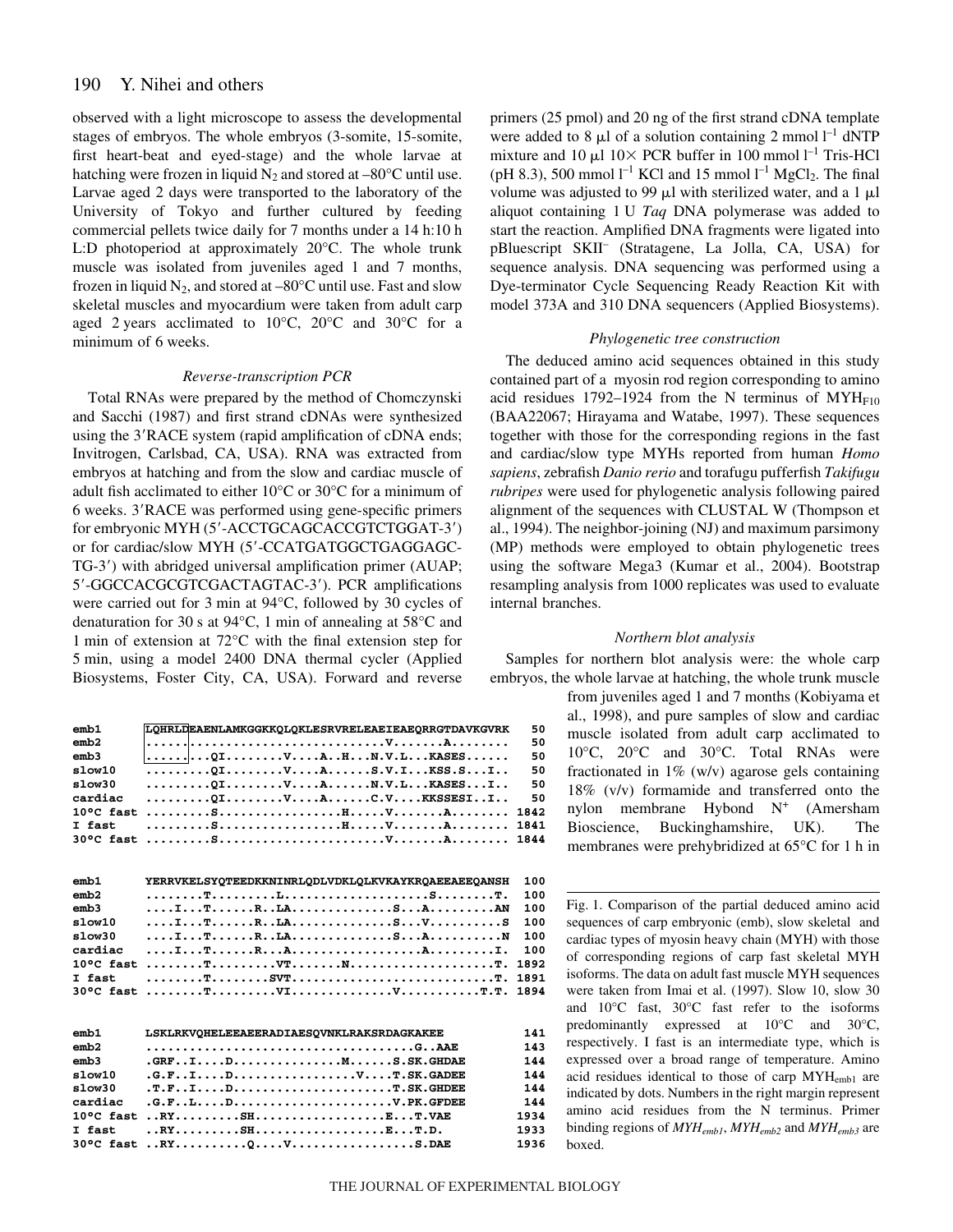observed with a light microscope to assess the developmental stages of embryos. The whole embryos (3-somite, 15-somite, first heart-beat and eyed-stage) and the whole larvae at hatching were frozen in liquid $N_2$ and stored at –80°C until use. Larvae aged 2 days were transported to the laboratory of the University of Tokyo and further cultured by feeding commercial pellets twice daily for 7 months under a 14 h:10 h L:D photoperiod at approximately 20°C. The whole trunk muscle was isolated from juveniles aged 1 and 7 months, frozen in liquid $N_2$, and stored at –80°C until use. Fast and slow skeletal muscles and myocardium were taken from adult carp aged 2 years acclimated to 10°C, 20°C and 30°C for a minimum of 6 weeks.

### Reverse-transcription PCR

Total RNAs were prepared by the method of Chomczynski and Sacchi (1987) and first strand cDNAs were synthesized using the 3′RACE system (rapid amplification of cDNA ends; Invitrogen, Carlsbad, CA, USA). RNA was extracted from embryos at hatching and from the slow and cardiac muscle of adult fish acclimated to either 10°C or 30°C for a minimum of 6 weeks. 3′RACE was performed using gene-specific primers for embryonic MYH (5′-ACCTGCAGCACCGTCTGGAT-3′) or for cardiac/slow MYH (5′-CCATGATGGCTGAGGAGC-TG-3′) with abridged universal amplification primer (AUAP; 5′-GGCCACGCGTCGACTAGTAC-3′). PCR amplifications were carried out for 3 min at 94°C, followed by 30 cycles of denaturation for 30 s at 94°C, 1 min of annealing at 58°C and 1 min of extension at 72°C with the final extension step for 5 min, using a model 2400 DNA thermal cycler (Applied Biosystems, Foster City, CA, USA). Forward and reverse primers (25 pmol) and 20 ng of the first strand cDNA template were added to 8 μl of a solution containing 2 mmol $l^{-1}$ dNTP mixture and 10 μl 10× PCR buffer in 100 mmol $l^{-1}$ Tris-HCl (pH 8.3), 500 mmol $l^{-1}$ KCl and 15 mmol $l^{-1}$ $MgCl_2$. The final volume was adjusted to 99 μl with sterilized water, and a 1 μl aliquot containing 1 U *Taq* DNA polymerase was added to start the reaction. Amplified DNA fragments were ligated into pBluescript SKII[–] (Stratagene, La Jolla, CA, USA) for sequence analysis. DNA sequencing was performed using a Dye-terminator Cycle Sequencing Ready Reaction Kit with model 373A and 310 DNA sequencers (Applied Biosystems).

### Phylogenetic tree construction

The deduced amino acid sequences obtained in this study contained part of a myosin rod region corresponding to amino acid residues 1792–1924 from the N terminus of $MYH_{F10}$ (BAA22067; Hirayama and Watabe, 1997). These sequences together with those for the corresponding regions in the fast and cardiac/slow type MYHs reported from human *Homo sapiens*, zebrafish *Danio rerio* and torafugu pufferfish *Takifugu rubripes* were used for phylogenetic analysis following paired alignment of the sequences with CLUSTAL W (Thompson et al., 1994). The neighbor-joining (NJ) and maximum parsimony (MP) methods were employed to obtain phylogenetic trees using the software Mega3 (Kumar et al., 2004). Bootstrap resampling analysis from 1000 replicates was used to evaluate internal branches.

### Northern blot analysis

Samples for northern blot analysis were: the whole carp embryos, the whole larvae at hatching, the whole trunk muscle from juveniles aged 1 and 7 months (Kobiyama et al., 1998), and pure samples of slow and cardiac muscle isolated from adult carp acclimated to 10°C, 20°C and 30°C. Total RNAs were fractionated in 1% (w/v) agarose gels containing 18% (v/v) formamide and transferred onto the nylon membrane Hybond N[+] (Amersham Bioscience, Buckinghamshire, UK). The membranes were prehybridized at 65°C for 1 h in

```
emb1      LQHRLDEAENLAMKGGKKQLQKLESRVRELEAEIEAEQRRGTDAVKGVRK   50
emb2      ......................................V.......A........   50
emb3      .........QI........V....A...H...N.V.L...KASES......   50
slow10    .........QI........V....A......S.V.I...KSS.S...I..   50
slow30    .........QI........V....A......N.V.L...KASES...I..   50
cardiac   .........QI........V....A......C.V....KKSSESI..I..   50
10ºC fast .........S.................H.....V.......A........ 1842
I fast    .........S.................H.....V.......A........ 1841
30ºC fast .........S.......................V.......A........ 1844

emb1      YERRVKELSYQTEEDKKNINRLQDLVDKLQLKVKAYKRQAEEAEEQANSH  100
emb2      ........T.........L...................S........T.  100
emb3      ....I...T......R..LA.............S...A.........AN  100
slow10    ....I...T......R..LA.............S...V..........S  100
slow30    ....I...T......R..LA.............S...A..........N  100
cardiac   ....I...T......R...A.................A.........I.  100
10ºC fast ........T.........VT.......N....................T. 1892
I fast    ........T........SVT...........................T. 1891
30ºC fast ........T.........VI.............V...........T.T. 1894

emb1      LSKLRKVQHELEEAEERADIAESQVNKLRAKSRDAGKAKEE           141
emb2      .....................................G..AAE         143
emb3      .GRF..I....D..............M......S.SK.GHDAE         144
slow10    .G.F..I....D.................V....T.SK.GADEE        144
slow30    .T.F..I....D......................T.SK.GHDEE        144
cardiac   .G.F..L....D......................V.PK.GFDEE        144
10ºC fast ..RY.........SH..................E...T.VAE          1934
I fast    ..RY.........SH..................E...T.D.           1933
30ºC fast ..RY..........Q....V.................S.DAE          1936
```

Fig. 1. Comparison of the partial deduced amino acid sequences of carp embryonic (emb), slow skeletal and cardiac types of myosin heavy chain (MYH) with those of corresponding regions of carp fast skeletal MYH isoforms. The data on adult fast muscle MYH sequences were taken from Imai et al. (1997). Slow 10, slow 30 and 10°C fast, 30°C fast refer to the isoforms predominantly expressed at 10°C and 30°C, respectively. I fast is an intermediate type, which is expressed over a broad range of temperature. Amino acid residues identical to those of carp $MYH_{emb1}$ are indicated by dots. Numbers in the right margin represent amino acid residues from the N terminus. Primer binding regions of $MYH_{emb1}$, $MYH_{emb2}$ and $MYH_{emb3}$ are boxed.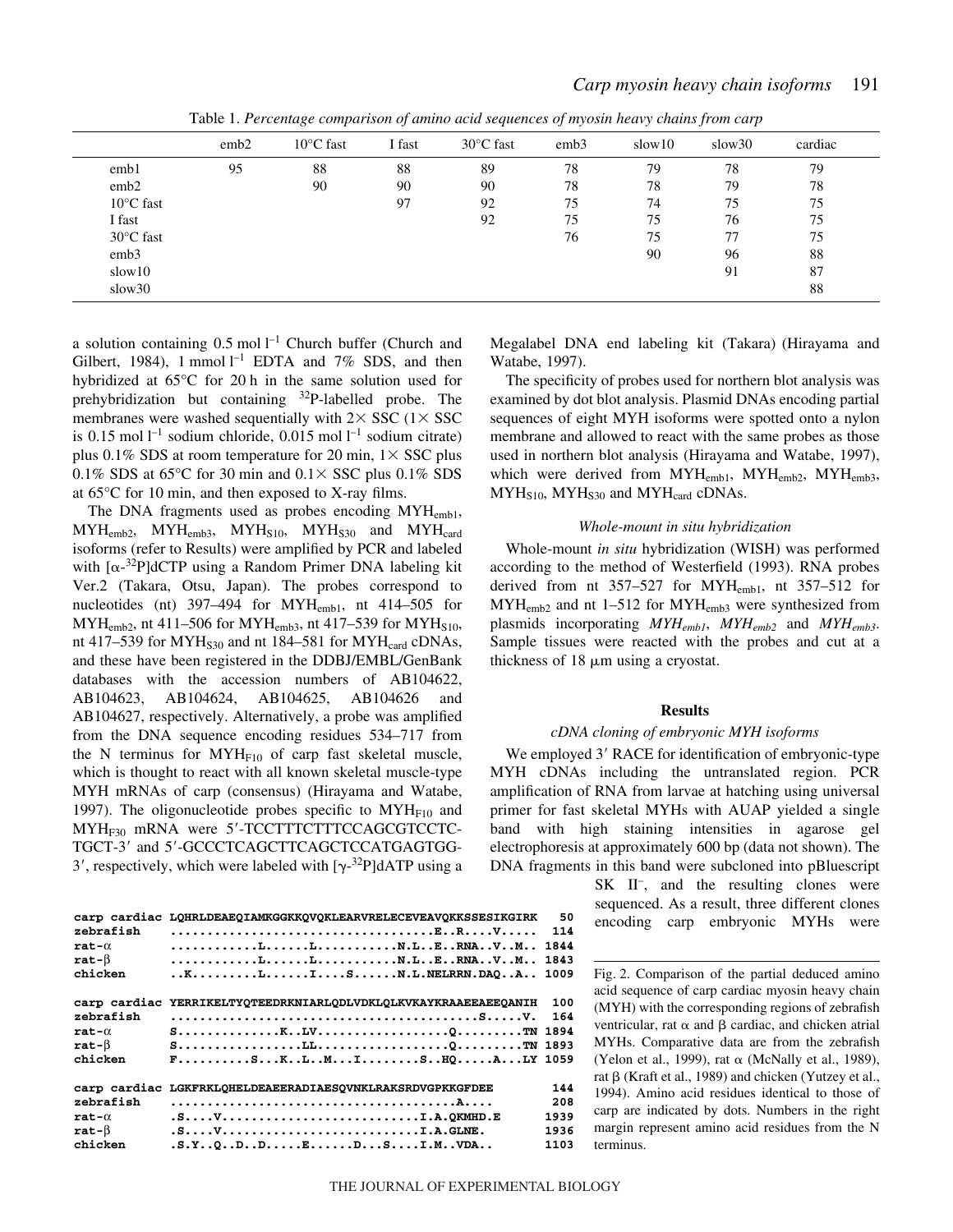Table 1. *Percentage comparison of amino acid sequences of myosin heavy chains from carp*

| | emb2 | 10°C fast | I fast | 30°C fast | emb3 | slow10 | slow30 | cardiac |
|---|---|---|---|---|---|---|---|---|
| emb1 | 95 | 88 | 88 | 89 | 78 | 79 | 78 | 79 |
| emb2 | | 90 | 90 | 90 | 78 | 78 | 79 | 78 |
| 10°C fast | | | 97 | 92 | 75 | 74 | 75 | 75 |
| I fast | | | | 92 | 75 | 75 | 76 | 75 |
| 30°C fast | | | | | 76 | 75 | 77 | 75 |
| emb3 | | | | | | 90 | 96 | 88 |
| slow10 | | | | | | | 91 | 87 |
| slow30 | | | | | | | | 88 |

a solution containing 0.5 mol $l^{-1}$ Church buffer (Church and Gilbert, 1984), 1 mmol $l^{-1}$ EDTA and 7% SDS, and then hybridized at 65°C for 20 h in the same solution used for prehybridization but containing $^{32}$P-labelled probe. The membranes were washed sequentially with 2× SSC (1× SSC is 0.15 mol $l^{-1}$ sodium chloride, 0.015 mol $l^{-1}$ sodium citrate) plus 0.1% SDS at room temperature for 20 min, 1× SSC plus 0.1% SDS at 65°C for 30 min and 0.1× SSC plus 0.1% SDS at 65°C for 10 min, and then exposed to X-ray films.

The DNA fragments used as probes encoding $MYH_{emb1}$, $MYH_{emb2}$, $MYH_{emb3}$, $MYH_{S10}$, $MYH_{S30}$ and $MYH_{card}$ isoforms (refer to Results) were amplified by PCR and labeled with [$\alpha$-$^{32}$P]dCTP using a Random Primer DNA labeling kit Ver.2 (Takara, Otsu, Japan). The probes correspond to nucleotides (nt) 397–494 for $MYH_{emb1}$, nt 414–505 for $MYH_{emb2}$, nt 411–506 for $MYH_{emb3}$, nt 417–539 for $MYH_{S10}$, nt 417–539 for $MYH_{S30}$ and nt 184–581 for $MYH_{card}$ cDNAs, and these have been registered in the DDBJ/EMBL/GenBank databases with the accession numbers of AB104622, AB104623, AB104624, AB104625, AB104626 and AB104627, respectively. Alternatively, a probe was amplified from the DNA sequence encoding residues 534–717 from the N terminus for $MYH_{F10}$ of carp fast skeletal muscle, which is thought to react with all known skeletal muscle-type MYH mRNAs of carp (consensus) (Hirayama and Watabe, 1997). The oligonucleotide probes specific to $MYH_{F10}$ and $MYH_{F30}$ mRNA were 5′-TCCTTTCTTTCCAGCGTCCTC-TGCT-3′ and 5′-GCCCTCAGCTTCAGCTCCATGAGTGG-3′, respectively, which were labeled with [$\gamma$-$^{32}$P]dATP using a Megalabel DNA end labeling kit (Takara) (Hirayama and Watabe, 1997).

The specificity of probes used for northern blot analysis was examined by dot blot analysis. Plasmid DNAs encoding partial sequences of eight MYH isoforms were spotted onto a nylon membrane and allowed to react with the same probes as those used in northern blot analysis (Hirayama and Watabe, 1997), which were derived from $MYH_{emb1}$, $MYH_{emb2}$, $MYH_{emb3}$, $MYH_{S10}$, $MYH_{S30}$ and $MYH_{card}$ cDNAs.

### *Whole-mount in situ hybridization*

Whole-mount *in situ* hybridization (WISH) was performed according to the method of Westerfield (1993). RNA probes derived from nt 357–527 for $MYH_{emb1}$, nt 357–512 for $MYH_{emb2}$ and nt 1–512 for $MYH_{emb3}$ were synthesized from plasmids incorporating *MYH$_{emb1}$*, *MYH$_{emb2}$* and *MYH$_{emb3}$*. Sample tissues were reacted with the probes and cut at a thickness of 18 μm using a cryostat.

## Results

### *cDNA cloning of embryonic MYH isoforms*

We employed 3′ RACE for identification of embryonic-type MYH cDNAs including the untranslated region. PCR amplification of RNA from larvae at hatching using universal primer for fast skeletal MYHs with AUAP yielded a single band with high staining intensities in agarose gel electrophoresis at approximately 600 bp (data not shown). The DNA fragments in this band were subcloned into pBluescript SK II$^{-}$, and the resulting clones were sequenced. As a result, three different clones encoding carp embryonic MYHs were

```
carp cardiac LQHRLDEAEQIAMKGGKKQVQKLEARVRELECEVEAVQKKSSESIKGIRK   50
zebrafish    ..................................E..R....V.....  114
rat-α        ...........L......L...........N.L..E..RNA..V..M.. 1844
rat-β        ...........L......L...........N.L..E..RNA..V..M.. 1843
chicken      ..K.........L......I....S......N.L.NELRRN.DAQ..A.. 1009

carp cardiac YERRIKELTYQTEEDRKNIARLQDLVDKLQLKVKAYKRAAEEAEEQANIH  100
zebrafish    ..........................................S.....V.  164
rat-α        S..............K..LV.................Q.........TN 1894
rat-β        S.................LL.................Q.........TN 1893
chicken      F.........S...K..L..M...I........S..HQ.....A...LY 1059

carp cardiac LGKFRKLQHELDEAEERADIAESQVNKLRAKSRDVGPKKGFDEE       144
zebrafish    .......................................A....       208
rat-α        .S....V...........................I.A.QKMHD.E     1939
rat-β        .S....V...........................I.A.GLNE.      1936
chicken      .S.Y..Q..D..D.....E......D...S....I.M..VDA..      1103
```

Fig. 2. Comparison of the partial deduced amino acid sequence of carp cardiac myosin heavy chain (MYH) with the corresponding regions of zebrafish ventricular, rat α and β cardiac, and chicken atrial MYHs. Comparative data are from the zebrafish (Yelon et al., 1999), rat α (McNally et al., 1989), rat β (Kraft et al., 1989) and chicken (Yutzey et al., 1994). Amino acid residues identical to those of carp are indicated by dots. Numbers in the right margin represent amino acid residues from the N terminus.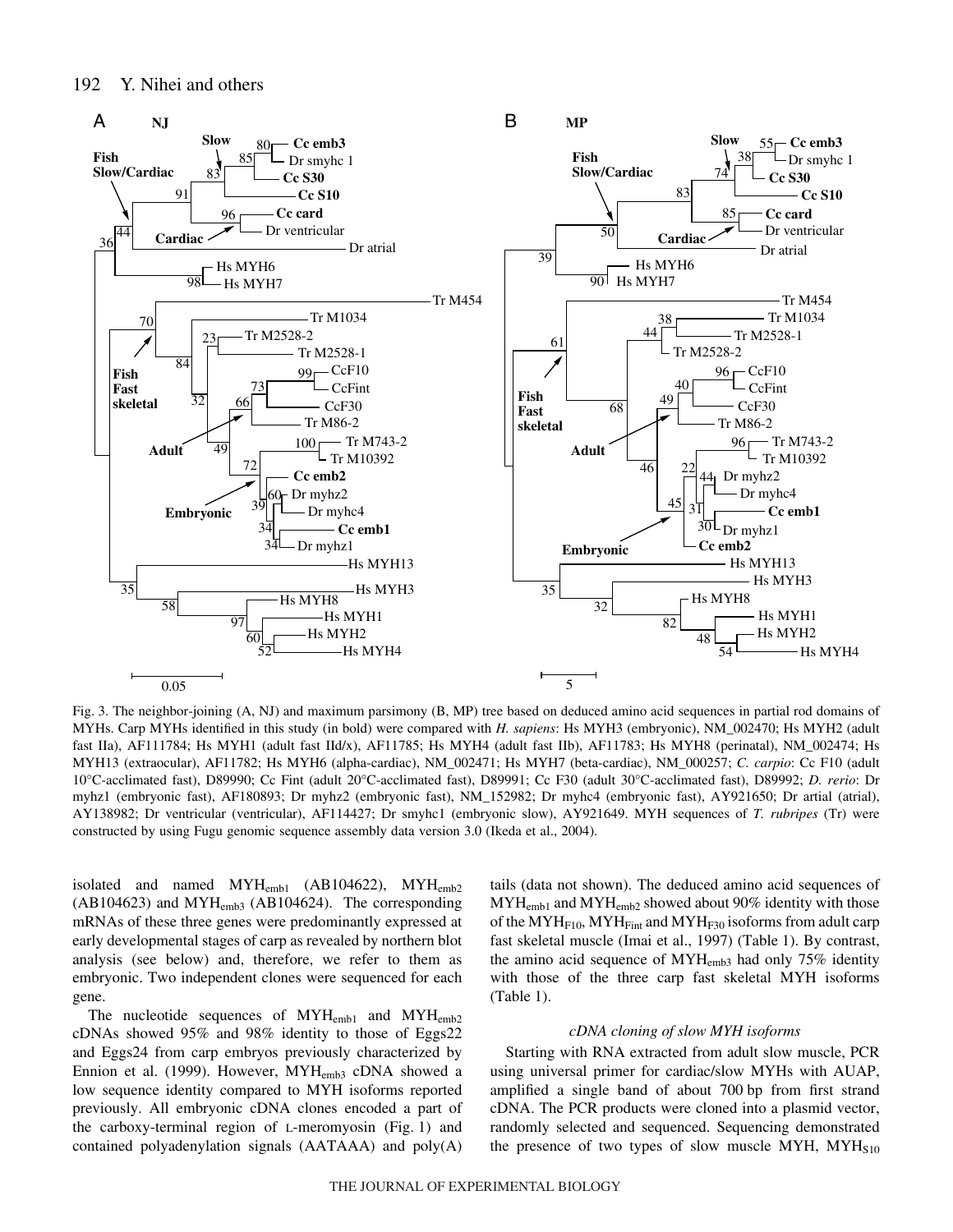Fig. 3. The neighbor-joining (A, NJ) and maximum parsimony (B, MP) tree based on deduced amino acid sequences in partial rod domains of MYHs. Carp MYHs identified in this study (in bold) were compared with *H. sapiens*: Hs MYH3 (embryonic), NM_002470; Hs MYH2 (adult fast IIa), AF111784; Hs MYH1 (adult fast IId/x), AF11785; Hs MYH4 (adult fast IIb), AF11783; Hs MYH8 (perinatal), NM_002474; Hs MYH13 (extraocular), AF11782; Hs MYH6 (alpha-cardiac), NM_002471; Hs MYH7 (beta-cardiac), NM_000257; *C. carpio*: Cc F10 (adult 10°C-acclimated fast), D89990; Cc Fint (adult 20°C-acclimated fast), D89991; Cc F30 (adult 30°C-acclimated fast), D89992; *D. rerio*: Dr myhz1 (embryonic fast), AF180893; Dr myhz2 (embryonic fast), NM_152982; Dr myhc4 (embryonic fast), AY921650; Dr artial (atrial), AY138982; Dr ventricular (ventricular), AF114427; Dr smyhc1 (embryonic slow), AY921649. MYH sequences of *T. rubripes* (Tr) were constructed by using Fugu genomic sequence assembly data version 3.0 (Ikeda et al., 2004).

isolated and named $MYH_{emb1}$ (AB104622), $MYH_{emb2}$ (AB104623) and $MYH_{emb3}$ (AB104624). The corresponding mRNAs of these three genes were predominantly expressed at early developmental stages of carp as revealed by northern blot analysis (see below) and, therefore, we refer to them as embryonic. Two independent clones were sequenced for each gene.

The nucleotide sequences of $MYH_{emb1}$ and $MYH_{emb2}$ cDNAs showed 95% and 98% identity to those of Eggs22 and Eggs24 from carp embryos previously characterized by Ennion et al. (1999). However, $MYH_{emb3}$ cDNA showed a low sequence identity compared to MYH isoforms reported previously. All embryonic cDNA clones encoded a part of the carboxy-terminal region of L-meromyosin (Fig. 1) and contained polyadenylation signals (AATAAA) and poly(A) tails (data not shown). The deduced amino acid sequences of $MYH_{emb1}$ and $MYH_{emb2}$ showed about 90% identity with those of the $MYH_{F10}$, $MYH_{Fint}$ and $MYH_{F30}$ isoforms from adult carp fast skeletal muscle (Imai et al., 1997) (Table 1). By contrast, the amino acid sequence of $MYH_{emb3}$ had only 75% identity with those of the three carp fast skeletal MYH isoforms (Table 1).

### *cDNA cloning of slow MYH isoforms*

Starting with RNA extracted from adult slow muscle, PCR using universal primer for cardiac/slow MYHs with AUAP, amplified a single band of about 700 bp from first strand cDNA. The PCR products were cloned into a plasmid vector, randomly selected and sequenced. Sequencing demonstrated the presence of two types of slow muscle MYH, $MYH_{S10}$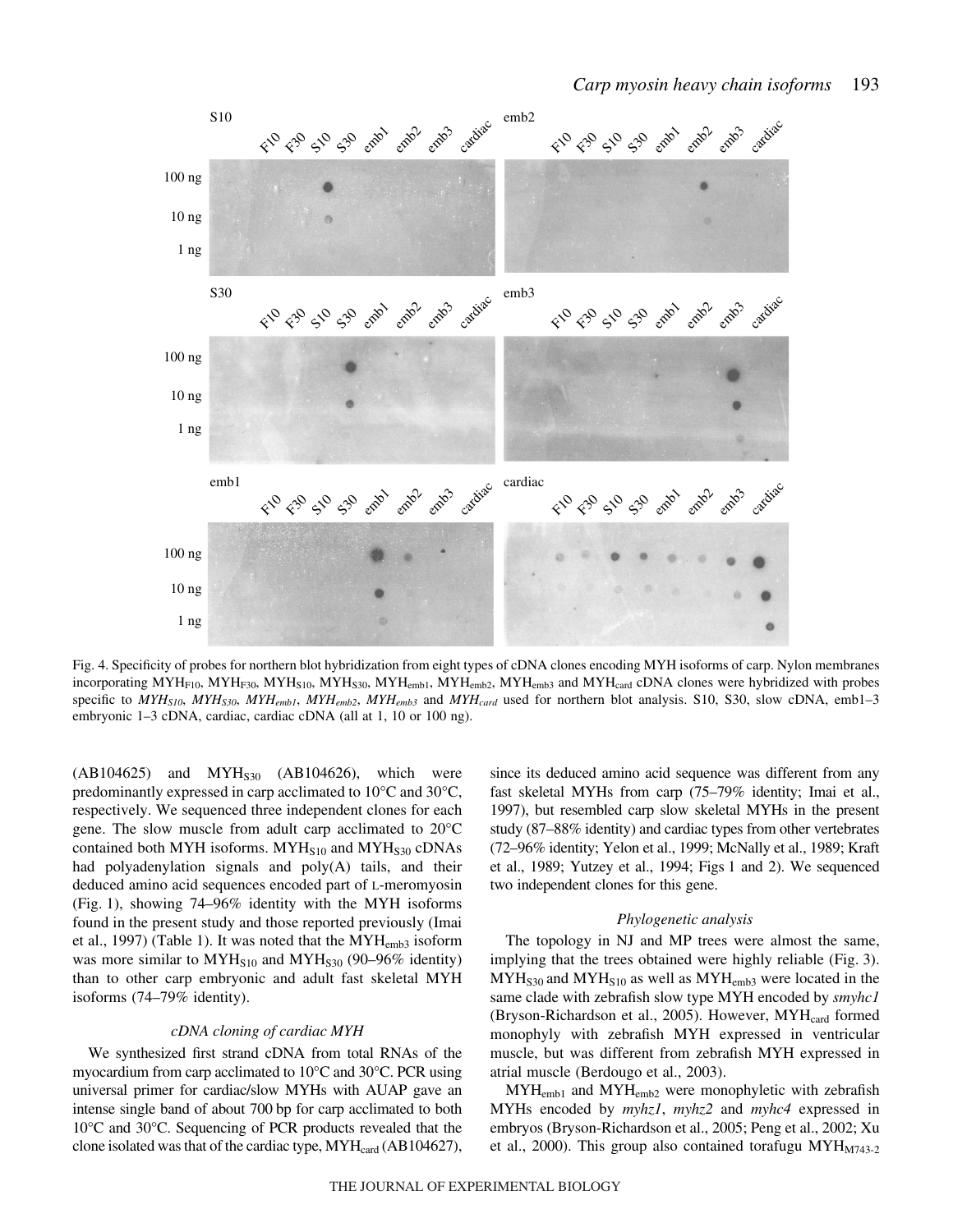Fig. 4. Specificity of probes for northern blot hybridization from eight types of cDNA clones encoding MYH isoforms of carp. Nylon membranes incorporating $MYH_{F10}$, $MYH_{F30}$, $MYH_{S10}$, $MYH_{S30}$, $MYH_{emb1}$, $MYH_{emb2}$, $MYH_{emb3}$ and $MYH_{card}$ cDNA clones were hybridized with probes specific to *$MYH_{S10}$*, *$MYH_{S30}$*, *$MYH_{emb1}$*, *$MYH_{emb2}$*, *$MYH_{emb3}$* and *$MYH_{card}$* used for northern blot analysis. S10, S30, slow cDNA, emb1–3 embryonic 1–3 cDNA, cardiac, cardiac cDNA (all at 1, 10 or 100 ng).

(AB104625) and $MYH_{S30}$ (AB104626), which were predominantly expressed in carp acclimated to 10°C and 30°C, respectively. We sequenced three independent clones for each gene. The slow muscle from adult carp acclimated to 20°C contained both MYH isoforms. $MYH_{S10}$ and $MYH_{S30}$ cDNAs had polyadenylation signals and poly(A) tails, and their deduced amino acid sequences encoded part of L-meromyosin (Fig. 1), showing 74–96% identity with the MYH isoforms found in the present study and those reported previously (Imai et al., 1997) (Table 1). It was noted that the $MYH_{emb3}$ isoform was more similar to $MYH_{S10}$ and $MYH_{S30}$ (90–96% identity) than to other carp embryonic and adult fast skeletal MYH isoforms (74–79% identity).

### cDNA cloning of cardiac MYH

We synthesized first strand cDNA from total RNAs of the myocardium from carp acclimated to 10°C and 30°C. PCR using universal primer for cardiac/slow MYHs with AUAP gave an intense single band of about 700 bp for carp acclimated to both 10°C and 30°C. Sequencing of PCR products revealed that the clone isolated was that of the cardiac type, $MYH_{card}$ (AB104627), since its deduced amino acid sequence was different from any fast skeletal MYHs from carp (75–79% identity; Imai et al., 1997), but resembled carp slow skeletal MYHs in the present study (87–88% identity) and cardiac types from other vertebrates (72–96% identity; Yelon et al., 1999; McNally et al., 1989; Kraft et al., 1989; Yutzey et al., 1994; Figs 1 and 2). We sequenced two independent clones for this gene.

### Phylogenetic analysis

The topology in NJ and MP trees were almost the same, implying that the trees obtained were highly reliable (Fig. 3). $MYH_{S30}$ and $MYH_{S10}$ as well as $MYH_{emb3}$ were located in the same clade with zebrafish slow type MYH encoded by *smyhc1* (Bryson-Richardson et al., 2005). However, $MYH_{card}$ formed monophyly with zebrafish MYH expressed in ventricular muscle, but was different from zebrafish MYH expressed in atrial muscle (Berdougo et al., 2003).

$MYH_{emb1}$ and $MYH_{emb2}$ were monophyletic with zebrafish MYHs encoded by *myhz1*, *myhz2* and *myhc4* expressed in embryos (Bryson-Richardson et al., 2005; Peng et al., 2002; Xu et al., 2000). This group also contained torafugu $MYH_{M743\text{-}2}$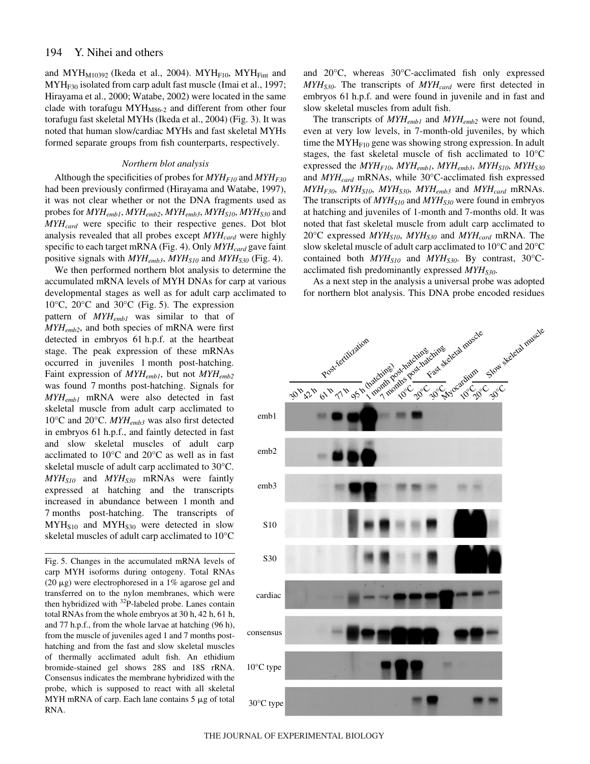and $MYH_{M10392}$ (Ikeda et al., 2004). $MYH_{F10}$, $MYH_{Fint}$ and $MYH_{F30}$ isolated from carp adult fast muscle (Imai et al., 1997; Hirayama et al., 2000; Watabe, 2002) were located in the same clade with torafugu $MYH_{M86\text{-}2}$ and different from other four torafugu fast skeletal MYHs (Ikeda et al., 2004) (Fig. 3). It was noted that human slow/cardiac MYHs and fast skeletal MYHs formed separate groups from fish counterparts, respectively.

### Northern blot analysis

Although the specificities of probes for $MYH_{F10}$ and $MYH_{F30}$ had been previously confirmed (Hirayama and Watabe, 1997), it was not clear whether or not the DNA fragments used as probes for $MYH_{emb1}$, $MYH_{emb2}$, $MYH_{emb3}$, $MYH_{S10}$, $MYH_{S30}$ and $MYH_{card}$ were specific to their respective genes. Dot blot analysis revealed that all probes except $MYH_{card}$ were highly specific to each target mRNA (Fig. 4). Only $MYH_{card}$ gave faint positive signals with $MYH_{emb3}$, $MYH_{S10}$ and $MYH_{S30}$ (Fig. 4).

We then performed northern blot analysis to determine the accumulated mRNA levels of MYH DNAs for carp at various developmental stages as well as for adult carp acclimated to 10°C, 20°C and 30°C (Fig. 5). The expression pattern of $MYH_{emb1}$ was similar to that of $MYH_{emb2}$, and both species of mRNA were first detected in embryos 61 h.p.f. at the heartbeat stage. The peak expression of these mRNAs occurred in juveniles 1 month post-hatching. Faint expression of $MYH_{emb1}$, but not $MYH_{emb2}$ was found 7 months post-hatching. Signals for $MYH_{emb1}$ mRNA were also detected in fast skeletal muscle from adult carp acclimated to 10°C and 20°C. $MYH_{emb3}$ was also first detected in embryos 61 h.p.f., and faintly detected in fast and slow skeletal muscles of adult carp acclimated to 10°C and 20°C as well as in fast skeletal muscle of adult carp acclimated to 30°C. $MYH_{S10}$ and $MYH_{S30}$ mRNAs were faintly expressed at hatching and the transcripts increased in abundance between 1 month and 7 months post-hatching. The transcripts of $MYH_{S10}$ and $MYH_{S30}$ were detected in slow skeletal muscles of adult carp acclimated to 10°C and 20°C, whereas 30°C-acclimated fish only expressed $MYH_{S30}$. The transcripts of $MYH_{card}$ were first detected in embryos 61 h.p.f. and were found in juvenile and in fast and slow skeletal muscles from adult fish.

The transcripts of $MYH_{emb1}$ and $MYH_{emb2}$ were not found, even at very low levels, in 7-month-old juveniles, by which time the $MYH_{F10}$ gene was showing strong expression. In adult stages, the fast skeletal muscle of fish acclimated to 10°C expressed the $MYH_{F10}$, $MYH_{emb1}$, $MYH_{emb3}$, $MYH_{S10}$, $MYH_{S30}$ and $MYH_{card}$ mRNAs, while 30°C-acclimated fish expressed $MYH_{F30}$, $MYH_{S10}$, $MYH_{S30}$, $MYH_{emb3}$ and $MYH_{card}$ mRNAs. The transcripts of $MYH_{S10}$ and $MYH_{S30}$ were found in embryos at hatching and juveniles of 1-month and 7-months old. It was noted that fast skeletal muscle from adult carp acclimated to 20°C expressed $MYH_{S10}$, $MYH_{S30}$ and $MYH_{card}$ mRNA. The slow skeletal muscle of adult carp acclimated to 10°C and 20°C contained both $MYH_{S10}$ and $MYH_{S30}$. By contrast, 30°C-acclimated fish predominantly expressed $MYH_{S30}$.

As a next step in the analysis a universal probe was adopted for northern blot analysis. This DNA probe encoded residues

Fig. 5. Changes in the accumulated mRNA levels of carp MYH isoforms during ontogeny. Total RNAs (20 μg) were electrophoresed in a 1% agarose gel and transferred on to the nylon membranes, which were then hybridized with $^{32}$P-labeled probe. Lanes contain total RNAs from the whole embryos at 30 h, 42 h, 61 h, and 77 h.p.f., from the whole larvae at hatching (96 h), from the muscle of juveniles aged 1 and 7 months post-hatching and from the fast and slow skeletal muscles of thermally acclimated adult fish. An ethidium bromide-stained gel shows 28S and 18S rRNA. Consensus indicates the membrane hybridized with the probe, which is supposed to react with all skeletal MYH mRNA of carp. Each lane contains 5 μg of total RNA.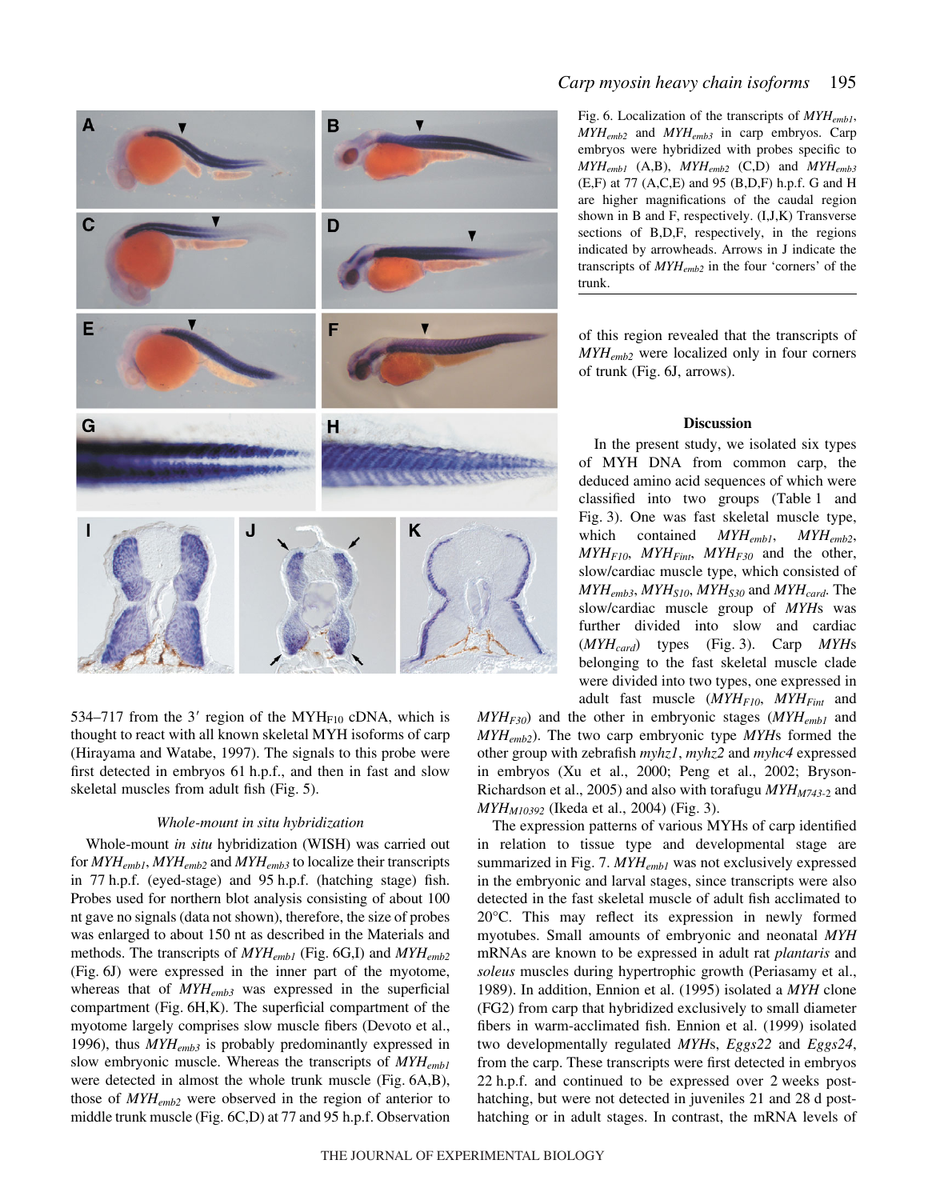Fig. 6. Localization of the transcripts of $MYH_{emb1}$, $MYH_{emb2}$ and $MYH_{emb3}$ in carp embryos. Carp embryos were hybridized with probes specific to $MYH_{emb1}$ (A,B), $MYH_{emb2}$ (C,D) and $MYH_{emb3}$ (E,F) at 77 (A,C,E) and 95 (B,D,F) h.p.f. G and H are higher magnifications of the caudal region shown in B and F, respectively. (I,J,K) Transverse sections of B,D,F, respectively, in the regions indicated by arrowheads. Arrows in J indicate the transcripts of $MYH_{emb2}$ in the four 'corners' of the trunk.

534–717 from the 3′ region of the $MYH_{F10}$ cDNA, which is thought to react with all known skeletal MYH isoforms of carp (Hirayama and Watabe, 1997). The signals to this probe were first detected in embryos 61 h.p.f., and then in fast and slow skeletal muscles from adult fish (Fig. 5).

### *Whole-mount in situ hybridization*

Whole-mount *in situ* hybridization (WISH) was carried out for $MYH_{emb1}$, $MYH_{emb2}$ and $MYH_{emb3}$ to localize their transcripts in 77 h.p.f. (eyed-stage) and 95 h.p.f. (hatching stage) fish. Probes used for northern blot analysis consisting of about 100 nt gave no signals (data not shown), therefore, the size of probes was enlarged to about 150 nt as described in the Materials and methods. The transcripts of $MYH_{emb1}$ (Fig. 6G,I) and $MYH_{emb2}$ (Fig. 6J) were expressed in the inner part of the myotome, whereas that of $MYH_{emb3}$ was expressed in the superficial compartment (Fig. 6H,K). The superficial compartment of the myotome largely comprises slow muscle fibers (Devoto et al., 1996), thus $MYH_{emb3}$ is probably predominantly expressed in slow embryonic muscle. Whereas the transcripts of $MYH_{emb1}$ were detected in almost the whole trunk muscle (Fig. 6A,B), those of $MYH_{emb2}$ were observed in the region of anterior to middle trunk muscle (Fig. 6C,D) at 77 and 95 h.p.f. Observation of this region revealed that the transcripts of $MYH_{emb2}$ were localized only in four corners of trunk (Fig. 6J, arrows).

## Discussion

In the present study, we isolated six types of MYH DNA from common carp, the deduced amino acid sequences of which were classified into two groups (Table 1 and Fig. 3). One was fast skeletal muscle type, which contained $MYH_{emb1}$, $MYH_{emb2}$, $MYH_{F10}$, $MYH_{Fint}$, $MYH_{F30}$ and the other, slow/cardiac muscle type, which consisted of $MYH_{emb3}$, $MYH_{S10}$, $MYH_{S30}$ and $MYH_{card}$. The slow/cardiac muscle group of *MYH*s was further divided into slow and cardiac ($MYH_{card}$) types (Fig. 3). Carp *MYH*s belonging to the fast skeletal muscle clade were divided into two types, one expressed in adult fast muscle ($MYH_{F10}$, $MYH_{Fint}$ and $MYH_{F30}$) and the other in embryonic stages ($MYH_{emb1}$ and $MYH_{emb2}$). The two carp embryonic type *MYH*s formed the other group with zebrafish *myhz1*, *myhz2* and *myhc4* expressed in embryos (Xu et al., 2000; Peng et al., 2002; Bryson-Richardson et al., 2005) and also with torafugu $MYH_{M743\text{-}2}$ and $MYH_{M10392}$ (Ikeda et al., 2004) (Fig. 3).

The expression patterns of various MYHs of carp identified in relation to tissue type and developmental stage are summarized in Fig. 7. $MYH_{emb1}$ was not exclusively expressed in the embryonic and larval stages, since transcripts were also detected in the fast skeletal muscle of adult fish acclimated to 20°C. This may reflect its expression in newly formed myotubes. Small amounts of embryonic and neonatal *MYH* mRNAs are known to be expressed in adult rat *plantaris* and *soleus* muscles during hypertrophic growth (Periasamy et al., 1989). In addition, Ennion et al. (1995) isolated a *MYH* clone (FG2) from carp that hybridized exclusively to small diameter fibers in warm-acclimated fish. Ennion et al. (1999) isolated two developmentally regulated *MYH*s, *Eggs22* and *Eggs24*, from the carp. These transcripts were first detected in embryos 22 h.p.f. and continued to be expressed over 2 weeks post-hatching, but were not detected in juveniles 21 and 28 d post-hatching or in adult stages. In contrast, the mRNA levels of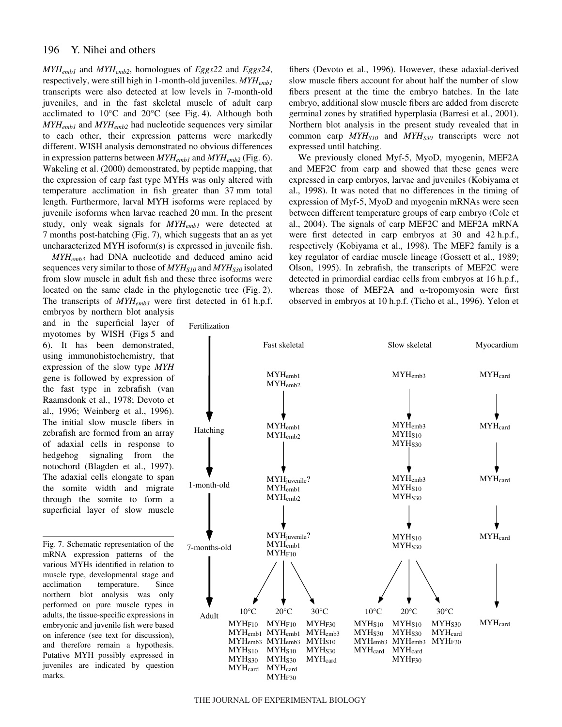$MYH_{emb1}$ and $MYH_{emb2}$, homologues of *Eggs22* and *Eggs24*, respectively, were still high in 1-month-old juveniles. $MYH_{emb1}$ transcripts were also detected at low levels in 7-month-old juveniles, and in the fast skeletal muscle of adult carp acclimated to 10°C and 20°C (see Fig. 4). Although both $MYH_{emb1}$ and $MYH_{emb2}$ had nucleotide sequences very similar to each other, their expression patterns were markedly different. WISH analysis demonstrated no obvious differences in expression patterns between $MYH_{emb1}$ and $MYH_{emb2}$ (Fig. 6). Wakeling et al. (2000) demonstrated, by peptide mapping, that the expression of carp fast type MYHs was only altered with temperature acclimation in fish greater than 37 mm total length. Furthermore, larval MYH isoforms were replaced by juvenile isoforms when larvae reached 20 mm. In the present study, only weak signals for $MYH_{emb1}$ were detected at 7 months post-hatching (Fig. 7), which suggests that an as yet uncharacterized MYH isoform(s) is expressed in juvenile fish.

$MYH_{emb3}$ had DNA nucleotide and deduced amino acid sequences very similar to those of $MYH_{S10}$ and $MYH_{S30}$ isolated from slow muscle in adult fish and these three isoforms were located on the same clade in the phylogenetic tree (Fig. 2). The transcripts of $MYH_{emb3}$ were first detected in 61 h.p.f. embryos by northern blot analysis and in the superficial layer of myotomes by WISH (Figs 5 and 6). It has been demonstrated, using immunohistochemistry, that expression of the slow type *MYH* gene is followed by expression of the fast type in zebrafish (van Raamsdonk et al., 1978; Devoto et al., 1996; Weinberg et al., 1996). The initial slow muscle fibers in zebrafish are formed from an array of adaxial cells in response to hedgehog signaling from the notochord (Blagden et al., 1997). The adaxial cells elongate to span the somite width and migrate through the somite to form a superficial layer of slow muscle fibers (Devoto et al., 1996). However, these adaxial-derived slow muscle fibers account for about half the number of slow fibers present at the time the embryo hatches. In the late embryo, additional slow muscle fibers are added from discrete germinal zones by stratified hyperplasia (Barresi et al., 2001). Northern blot analysis in the present study revealed that in common carp $MYH_{S10}$ and $MYH_{S30}$ transcripts were not expressed until hatching.

We previously cloned Myf-5, MyoD, myogenin, MEF2A and MEF2C from carp and showed that these genes were expressed in carp embryos, larvae and juveniles (Kobiyama et al., 1998). It was noted that no differences in the timing of expression of Myf-5, MyoD and myogenin mRNAs were seen between different temperature groups of carp embryo (Cole et al., 2004). The signals of carp MEF2C and MEF2A mRNA were first detected in carp embryos at 30 and 42 h.p.f., respectively (Kobiyama et al., 1998). The MEF2 family is a key regulator of cardiac muscle lineage (Gossett et al., 1989; Olson, 1995). In zebrafish, the transcripts of MEF2C were detected in primordial cardiac cells from embryos at 16 h.p.f., whereas those of MEF2A and α-tropomyosin were first observed in embryos at 10 h.p.f. (Ticho et al., 1996). Yelon et

| Stage | Fast skeletal | | | Slow skeletal | | | Myocardium |
|---|---|---|---|---|---|---|---|
| Fertilization | $MYH_{emb1}$, $MYH_{emb2}$ | | | $MYH_{emb3}$ | | | $MYH_{card}$ |
| Hatching | $MYH_{emb1}$, $MYH_{emb2}$ | | | $MYH_{emb3}$, $MYH_{S10}$, $MYH_{S30}$ | | | $MYH_{card}$ |
| 1-month-old | $MYH_{juvenile}$?, $MYH_{emb1}$, $MYH_{emb2}$ | | | $MYH_{emb3}$, $MYH_{S10}$, $MYH_{S30}$ | | | $MYH_{card}$ |
| 7-months-old | $MYH_{juvenile}$?, $MYH_{emb1}$, $MYH_{F10}$ | | | $MYH_{S10}$, $MYH_{S30}$ | | | $MYH_{card}$ |
| Adult | 10°C | 20°C | 30°C | 10°C | 20°C | 30°C | |
| | $MYH_{F10}$, $MYH_{emb1}$, $MYH_{emb3}$, $MYH_{S10}$, $MYH_{S30}$, $MYH_{card}$ | $MYH_{F10}$, $MYH_{emb1}$, $MYH_{emb3}$, $MYH_{S10}$, $MYH_{S30}$, $MYH_{card}$, $MYH_{F30}$ | $MYH_{F30}$, $MYH_{emb3}$, $MYH_{S10}$, $MYH_{S30}$, $MYH_{card}$ | $MYH_{S10}$, $MYH_{S30}$, $MYH_{emb3}$, $MYH_{card}$ | $MYH_{S10}$, $MYH_{S30}$, $MYH_{emb3}$, $MYH_{card}$, $MYH_{F30}$ | $MYH_{S30}$, $MYH_{card}$, $MYH_{F30}$ | $MYH_{card}$ |

Fig. 7. Schematic representation of the mRNA expression patterns of the various MYHs identified in relation to muscle type, developmental stage and acclimation temperature. Since northern blot analysis was only performed on pure muscle types in adults, the tissue-specific expressions in embryonic and juvenile fish were based on inference (see text for discussion), and therefore remain a hypothesis. Putative MYH possibly expressed in juveniles are indicated by question marks.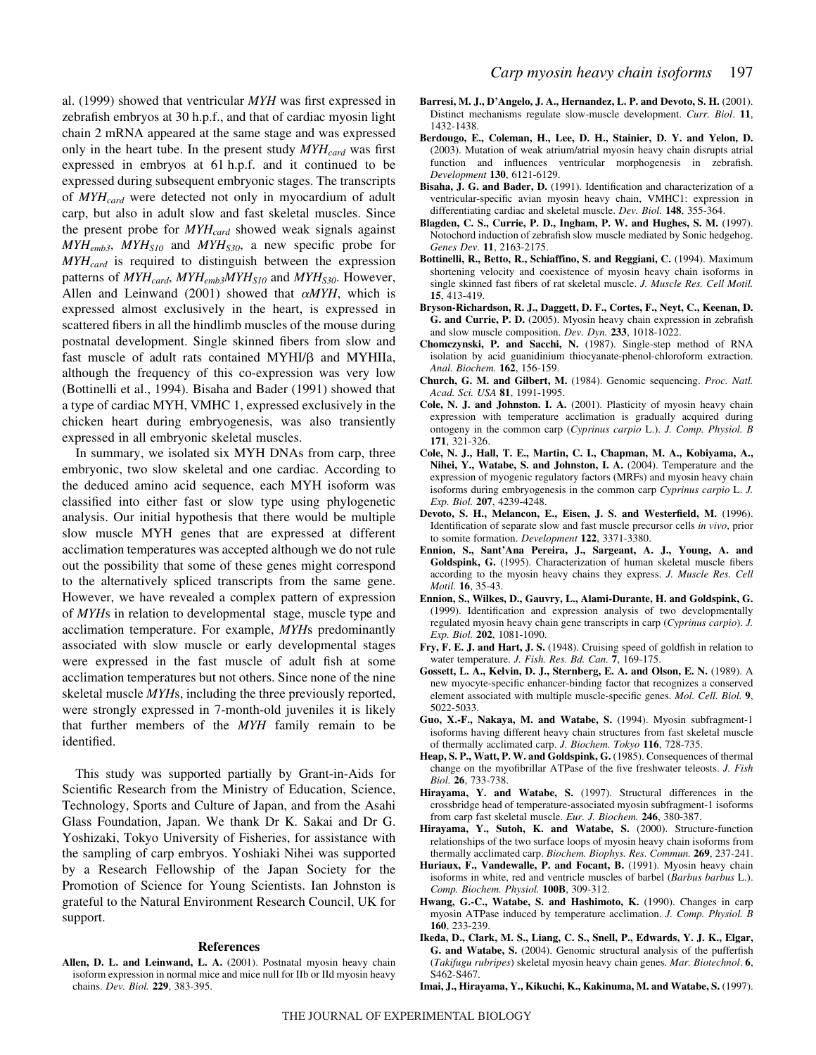al. (1999) showed that ventricular *MYH* was first expressed in zebrafish embryos at 30 h.p.f., and that of cardiac myosin light chain 2 mRNA appeared at the same stage and was expressed only in the heart tube. In the present study $MYH_{card}$ was first expressed in embryos at 61 h.p.f. and it continued to be expressed during subsequent embryonic stages. The transcripts of $MYH_{card}$ were detected not only in myocardium of adult carp, but also in adult slow and fast skeletal muscles. Since the present probe for $MYH_{card}$ showed weak signals against $MYH_{emb3}$, $MYH_{S10}$ and $MYH_{S30}$, a new specific probe for $MYH_{card}$ is required to distinguish between the expression patterns of $MYH_{card}$, $MYH_{emb3}MYH_{S10}$ and $MYH_{S30}$. However, Allen and Leinwand (2001) showed that α*MYH*, which is expressed almost exclusively in the heart, is expressed in scattered fibers in all the hindlimb muscles of the mouse during postnatal development. Single skinned fibers from slow and fast muscle of adult rats contained MYHI/β and MYHIIa, although the frequency of this co-expression was very low (Bottinelli et al., 1994). Bisaha and Bader (1991) showed that a type of cardiac MYH, VMHC 1, expressed exclusively in the chicken heart during embryogenesis, was also transiently expressed in all embryonic skeletal muscles.

In summary, we isolated six MYH DNAs from carp, three embryonic, two slow skeletal and one cardiac. According to the deduced amino acid sequence, each MYH isoform was classified into either fast or slow type using phylogenetic analysis. Our initial hypothesis that there would be multiple slow muscle MYH genes that are expressed at different acclimation temperatures was accepted although we do not rule out the possibility that some of these genes might correspond to the alternatively spliced transcripts from the same gene. However, we have revealed a complex pattern of expression of *MYH*s in relation to developmental stage, muscle type and acclimation temperature. For example, *MYH*s predominantly associated with slow muscle or early developmental stages were expressed in the fast muscle of adult fish at some acclimation temperatures but not others. Since none of the nine skeletal muscle *MYH*s, including the three previously reported, were strongly expressed in 7-month-old juveniles it is likely that further members of the *MYH* family remain to be identified.

This study was supported partially by Grant-in-Aids for Scientific Research from the Ministry of Education, Science, Technology, Sports and Culture of Japan, and from the Asahi Glass Foundation, Japan. We thank Dr K. Sakai and Dr G. Yoshizaki, Tokyo University of Fisheries, for assistance with the sampling of carp embryos. Yoshiaki Nihei was supported by a Research Fellowship of the Japan Society for the Promotion of Science for Young Scientists. Ian Johnston is grateful to the Natural Environment Research Council, UK for support.

## References

**Allen, D. L. and Leinwand, L. A.** (2001). Postnatal myosin heavy chain isoform expression in normal mice and mice null for IIb or IId myosin heavy chains. *Dev. Biol.* **229**, 383-395.

**Barresi, M. J., D'Angelo, J. A., Hernandez, L. P. and Devoto, S. H.** (2001). Distinct mechanisms regulate slow-muscle development. *Curr. Biol*. **11**, 1432-1438.

**Berdougo, E., Coleman, H., Lee, D. H., Stainier, D. Y. and Yelon, D.** (2003). Mutation of weak atrium/atrial myosin heavy chain disrupts atrial function and influences ventricular morphogenesis in zebrafish. *Development* **130**, 6121-6129.

**Bisaha, J. G. and Bader, D.** (1991). Identification and characterization of a ventricular-specific avian myosin heavy chain, VMHC1: expression in differentiating cardiac and skeletal muscle. *Dev. Biol.* **148**, 355-364.

**Blagden, C. S., Currie, P. D., Ingham, P. W. and Hughes, S. M.** (1997). Notochord induction of zebrafish slow muscle mediated by Sonic hedgehog. *Genes Dev.* **11**, 2163-2175.

**Bottinelli, R., Betto, R., Schiaffino, S. and Reggiani, C.** (1994). Maximum shortening velocity and coexistence of myosin heavy chain isoforms in single skinned fast fibers of rat skeletal muscle. *J. Muscle Res. Cell Motil.* **15**, 413-419.

**Bryson-Richardson, R. J., Daggett, D. F., Cortes, F., Neyt, C., Keenan, D. G. and Currie, P. D.** (2005). Myosin heavy chain expression in zebrafish and slow muscle composition. *Dev. Dyn.* **233**, 1018-1022.

**Chomczynski, P. and Sacchi, N.** (1987). Single-step method of RNA isolation by acid guanidinium thiocyanate-phenol-chloroform extraction. *Anal. Biochem.* **162**, 156-159.

**Church, G. M. and Gilbert, M.** (1984). Genomic sequencing. *Proc. Natl. Acad. Sci. USA* **81**, 1991-1995.

**Cole, N. J. and Johnston. I. A.** (2001). Plasticity of myosin heavy chain expression with temperature acclimation is gradually acquired during ontogeny in the common carp (*Cyprinus carpio* L.). *J. Comp. Physiol. B* **171**, 321-326.

**Cole, N. J., Hall, T. E., Martin, C. I., Chapman, M. A., Kobiyama, A., Nihei, Y., Watabe, S. and Johnston, I. A.** (2004). Temperature and the expression of myogenic regulatory factors (MRFs) and myosin heavy chain isoforms during embryogenesis in the common carp *Cyprinus carpio* L. *J. Exp. Biol.* **207**, 4239-4248.

**Devoto, S. H., Melancon, E., Eisen, J. S. and Westerfield, M.** (1996). Identification of separate slow and fast muscle precursor cells *in vivo*, prior to somite formation. *Development* **122**, 3371-3380.

**Ennion, S., Sant'Ana Pereira, J., Sargeant, A. J., Young, A. and Goldspink, G.** (1995). Characterization of human skeletal muscle fibers according to the myosin heavy chains they express. *J. Muscle Res. Cell Motil.* **16**, 35-43.

**Ennion, S., Wilkes, D., Gauvry, L., Alami-Durante, H. and Goldspink, G.** (1999). Identification and expression analysis of two developmentally regulated myosin heavy chain gene transcripts in carp (*Cyprinus carpio*). *J. Exp. Biol.* **202**, 1081-1090.

**Fry, F. E. J. and Hart, J. S.** (1948). Cruising speed of goldfish in relation to water temperature. *J. Fish. Res. Bd. Can.* **7**, 169-175.

**Gossett, L. A., Kelvin, D. J., Sternberg, E. A. and Olson, E. N.** (1989). A new myocyte-specific enhancer-binding factor that recognizes a conserved element associated with multiple muscle-specific genes. *Mol. Cell. Biol.* **9**, 5022-5033.

**Guo, X.-F., Nakaya, M. and Watabe, S.** (1994). Myosin subfragment-1 isoforms having different heavy chain structures from fast skeletal muscle of thermally acclimated carp. *J. Biochem. Tokyo* **116**, 728-735.

**Heap, S. P., Watt, P. W. and Goldspink, G.** (1985). Consequences of thermal change on the myofibrillar ATPase of the five freshwater teleosts. *J. Fish Biol.* **26**, 733-738.

**Hirayama, Y. and Watabe, S.** (1997). Structural differences in the crossbridge head of temperature-associated myosin subfragment-1 isoforms from carp fast skeletal muscle. *Eur. J. Biochem.* **246**, 380-387.

**Hirayama, Y., Sutoh, K. and Watabe, S.** (2000). Structure-function relationships of the two surface loops of myosin heavy chain isoforms from thermally acclimated carp. *Biochem. Biophys. Res. Commun.* **269**, 237-241.

**Huriaux, F., Vandewalle, P. and Focant, B.** (1991). Myosin heavy chain isoforms in white, red and ventricle muscles of barbel (*Barbus barbus* L.). *Comp. Biochem. Physiol.* **100B**, 309-312.

**Hwang, G.-C., Watabe, S. and Hashimoto, K.** (1990). Changes in carp myosin ATPase induced by temperature acclimation. *J. Comp. Physiol. B* **160**, 233-239.

**Ikeda, D., Clark, M. S., Liang, C. S., Snell, P., Edwards, Y. J. K., Elgar, G. and Watabe, S.** (2004). Genomic structural analysis of the pufferfish (*Takifugu rubripes*) skeletal myosin heavy chain genes. *Mar. Biotechnol*. **6**, S462-S467.

**Imai, J., Hirayama, Y., Kikuchi, K., Kakinuma, M. and Watabe, S.** (1997).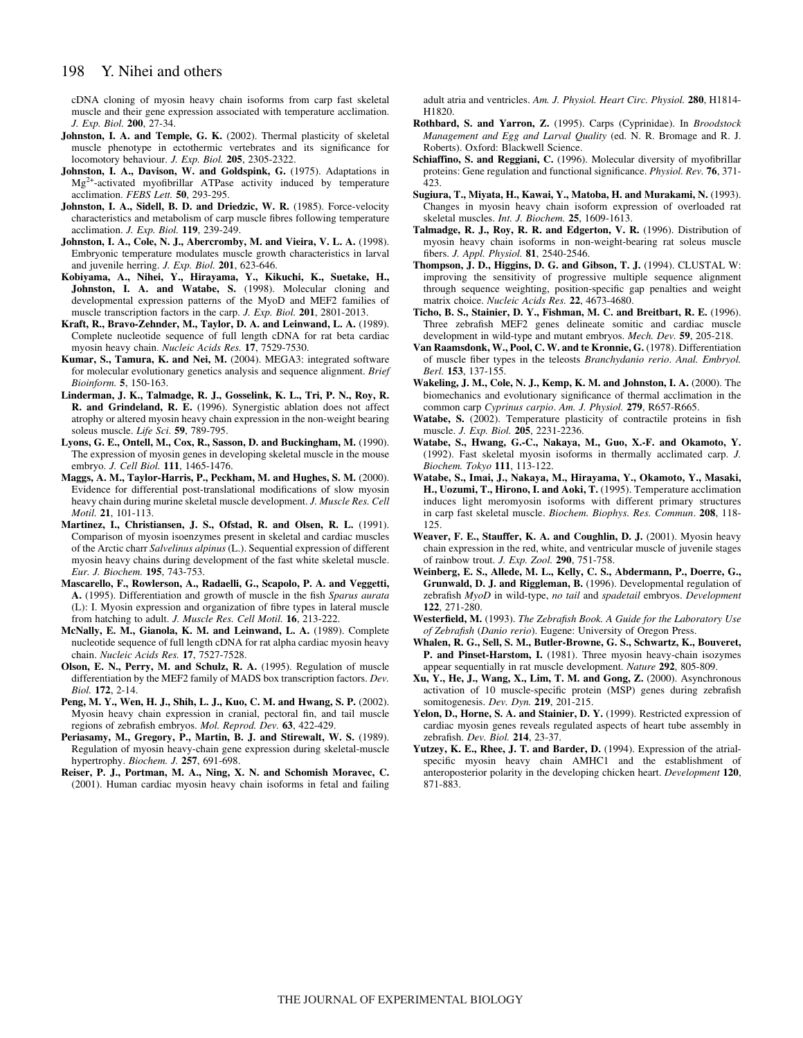cDNA cloning of myosin heavy chain isoforms from carp fast skeletal muscle and their gene expression associated with temperature acclimation. *J. Exp. Biol.* **200**, 27-34.

**Johnston, I. A. and Temple, G. K.** (2002). Thermal plasticity of skeletal muscle phenotype in ectothermic vertebrates and its significance for locomotory behaviour. *J. Exp. Biol.* **205**, 2305-2322.

**Johnston, I. A., Davison, W. and Goldspink, G.** (1975). Adaptations in $Mg^{2+}$-activated myofibrillar ATPase activity induced by temperature acclimation. *FEBS Lett.* **50**, 293-295.

**Johnston, I. A., Sidell, B. D. and Driedzic, W. R.** (1985). Force-velocity characteristics and metabolism of carp muscle fibres following temperature acclimation. *J. Exp. Biol.* **119**, 239-249.

**Johnston, I. A., Cole, N. J., Abercromby, M. and Vieira, V. L. A.** (1998). Embryonic temperature modulates muscle growth characteristics in larval and juvenile herring. *J. Exp. Biol.* **201**, 623-646.

**Kobiyama, A., Nihei, Y., Hirayama, Y., Kikuchi, K., Suetake, H., Johnston, I. A. and Watabe, S.** (1998). Molecular cloning and developmental expression patterns of the MyoD and MEF2 families of muscle transcription factors in the carp. *J. Exp. Biol.* **201**, 2801-2013.

**Kraft, R., Bravo-Zehnder, M., Taylor, D. A. and Leinwand, L. A.** (1989). Complete nucleotide sequence of full length cDNA for rat beta cardiac myosin heavy chain. *Nucleic Acids Res.* **17**, 7529-7530.

**Kumar, S., Tamura, K. and Nei, M.** (2004). MEGA3: integrated software for molecular evolutionary genetics analysis and sequence alignment. *Brief Bioinform.* **5**, 150-163.

**Linderman, J. K., Talmadge, R. J., Gosselink, K. L., Tri, P. N., Roy, R. R. and Grindeland, R. E.** (1996). Synergistic ablation does not affect atrophy or altered myosin heavy chain expression in the non-weight bearing soleus muscle. *Life Sci.* **59**, 789-795.

**Lyons, G. E., Ontell, M., Cox, R., Sasson, D. and Buckingham, M.** (1990). The expression of myosin genes in developing skeletal muscle in the mouse embryo. *J. Cell Biol.* **111**, 1465-1476.

**Maggs, A. M., Taylor-Harris, P., Peckham, M. and Hughes, S. M.** (2000). Evidence for differential post-translational modifications of slow myosin heavy chain during murine skeletal muscle development. *J. Muscle Res. Cell Motil.* **21**, 101-113.

**Martinez, I., Christiansen, J. S., Ofstad, R. and Olsen, R. L.** (1991). Comparison of myosin isoenzymes present in skeletal and cardiac muscles of the Arctic charr *Salvelinus alpinus* (L.). Sequential expression of different myosin heavy chains during development of the fast white skeletal muscle. *Eur. J. Biochem.* **195**, 743-753.

**Mascarello, F., Rowlerson, A., Radaelli, G., Scapolo, P. A. and Veggetti, A.** (1995). Differentiation and growth of muscle in the fish *Sparus aurata* (L): I. Myosin expression and organization of fibre types in lateral muscle from hatching to adult. *J. Muscle Res. Cell Motil.* **16**, 213-222.

**McNally, E. M., Gianola, K. M. and Leinwand, L. A.** (1989). Complete nucleotide sequence of full length cDNA for rat alpha cardiac myosin heavy chain. *Nucleic Acids Res.* **17**, 7527-7528.

**Olson, E. N., Perry, M. and Schulz, R. A.** (1995). Regulation of muscle differentiation by the MEF2 family of MADS box transcription factors. *Dev. Biol.* **172**, 2-14.

**Peng, M. Y., Wen, H. J., Shih, L. J., Kuo, C. M. and Hwang, S. P.** (2002). Myosin heavy chain expression in cranial, pectoral fin, and tail muscle regions of zebrafish embryos. *Mol. Reprod. Dev.* **63**, 422-429.

**Periasamy, M., Gregory, P., Martin, B. J. and Stirewalt, W. S.** (1989). Regulation of myosin heavy-chain gene expression during skeletal-muscle hypertrophy. *Biochem. J.* **257**, 691-698.

**Reiser, P. J., Portman, M. A., Ning, X. N. and Schomish Moravec, C.** (2001). Human cardiac myosin heavy chain isoforms in fetal and failing adult atria and ventricles. *Am. J. Physiol. Heart Circ. Physiol.* **280**, H1814-H1820.

**Rothbard, S. and Yarron, Z.** (1995). Carps (Cyprinidae). In *Broodstock Management and Egg and Larval Quality* (ed. N. R. Bromage and R. J. Roberts). Oxford: Blackwell Science.

**Schiaffino, S. and Reggiani, C.** (1996). Molecular diversity of myofibrillar proteins: Gene regulation and functional significance. *Physiol. Rev.* **76**, 371-423.

**Sugiura, T., Miyata, H., Kawai, Y., Matoba, H. and Murakami, N.** (1993). Changes in myosin heavy chain isoform expression of overloaded rat skeletal muscles. *Int. J. Biochem.* **25**, 1609-1613.

**Talmadge, R. J., Roy, R. R. and Edgerton, V. R.** (1996). Distribution of myosin heavy chain isoforms in non-weight-bearing rat soleus muscle fibers. *J. Appl. Physiol.* **81**, 2540-2546.

**Thompson, J. D., Higgins, D. G. and Gibson, T. J.** (1994). CLUSTAL W: improving the sensitivity of progressive multiple sequence alignment through sequence weighting, position-specific gap penalties and weight matrix choice. *Nucleic Acids Res.* **22**, 4673-4680.

**Ticho, B. S., Stainier, D. Y., Fishman, M. C. and Breitbart, R. E.** (1996). Three zebrafish MEF2 genes delineate somitic and cardiac muscle development in wild-type and mutant embryos. *Mech. Dev.* **59**, 205-218.

**Van Raamsdonk, W., Pool, C. W. and te Kronnie, G.** (1978). Differentiation of muscle fiber types in the teleosts *Branchydanio rerio*. *Anal. Embryol. Berl.* **153**, 137-155.

**Wakeling, J. M., Cole, N. J., Kemp, K. M. and Johnston, I. A.** (2000). The biomechanics and evolutionary significance of thermal acclimation in the common carp *Cyprinus carpio*. *Am. J. Physiol.* **279**, R657-R665.

**Watabe, S.** (2002). Temperature plasticity of contractile proteins in fish muscle. *J. Exp. Biol.* **205**, 2231-2236.

**Watabe, S., Hwang, G.-C., Nakaya, M., Guo, X.-F. and Okamoto, Y.** (1992). Fast skeletal myosin isoforms in thermally acclimated carp. *J. Biochem. Tokyo* **111**, 113-122.

**Watabe, S., Imai, J., Nakaya, M., Hirayama, Y., Okamoto, Y., Masaki, H., Uozumi, T., Hirono, I. and Aoki, T.** (1995). Temperature acclimation induces light meromyosin isoforms with different primary structures in carp fast skeletal muscle. *Biochem. Biophys. Res. Commun.* **208**, 118-125.

**Weaver, F. E., Stauffer, K. A. and Coughlin, D. J.** (2001). Myosin heavy chain expression in the red, white, and ventricular muscle of juvenile stages of rainbow trout. *J. Exp. Zool.* **290**, 751-758.

**Weinberg, E. S., Allede, M. L., Kelly, C. S., Abdermann, P., Doerre, G., Grunwald, D. J. and Riggleman, B.** (1996). Developmental regulation of zebrafish *MyoD* in wild-type, *no tail* and *spadetail* embryos. *Development* **122**, 271-280.

**Westerfield, M.** (1993). *The Zebrafish Book. A Guide for the Laboratory Use of Zebrafish* (*Danio rerio*). Eugene: University of Oregon Press.

**Whalen, R. G., Sell, S. M., Butler-Browne, G. S., Schwartz, K., Bouveret, P. and Pinset-Harstom, I.** (1981). Three myosin heavy-chain isozymes appear sequentially in rat muscle development. *Nature* **292**, 805-809.

**Xu, Y., He, J., Wang, X., Lim, T. M. and Gong, Z.** (2000). Asynchronous activation of 10 muscle-specific protein (MSP) genes during zebrafish somitogenesis. *Dev. Dyn.* **219**, 201-215.

**Yelon, D., Horne, S. A. and Stainier, D. Y.** (1999). Restricted expression of cardiac myosin genes reveals regulated aspects of heart tube assembly in zebrafish. *Dev. Biol.* **214**, 23-37.

**Yutzey, K. E., Rhee, J. T. and Barder, D.** (1994). Expression of the atrial-specific myosin heavy chain AMHC1 and the establishment of anteroposterior polarity in the developing chicken heart. *Development* **120**, 871-883.